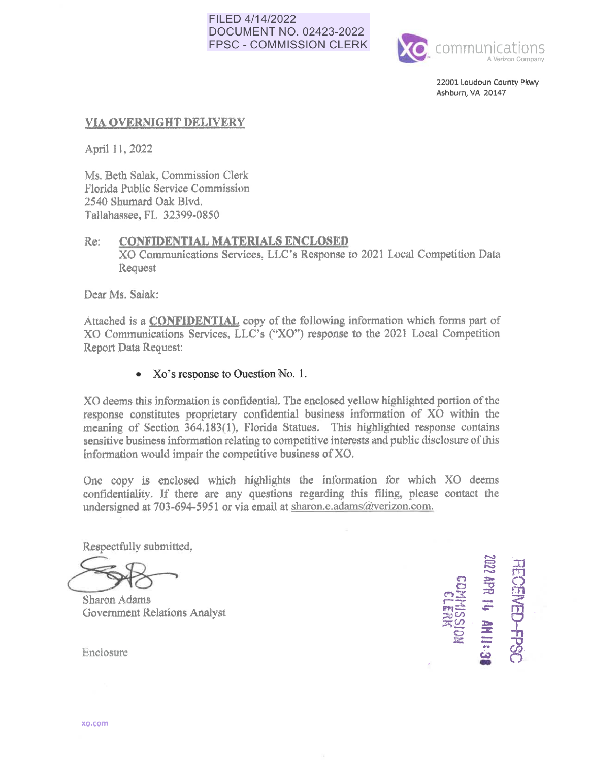FILED 4/14/2022
DOCUMENT NO. 02423-2022
FPSC - COMMISSION CLERK

xo communications
A Verizon Company

22001 Loudoun County Pkwy
Ashburn, VA 20147

**VIA OVERNIGHT DELIVERY**

April 11, 2022

Ms. Beth Salak, Commission Clerk
Florida Public Service Commission
2540 Shumard Oak Blvd.
Tallahassee, FL 32399-0850

Re: **CONFIDENTIAL MATERIALS ENCLOSED**
XO Communications Services, LLC's Response to 2021 Local Competition Data Request

Dear Ms. Salak:

Attached is a **CONFIDENTIAL** copy of the following information which forms part of XO Communications Services, LLC's ("XO") response to the 2021 Local Competition Report Data Request:

- Xo's response to Question No. 1.

XO deems this information is confidential. The enclosed yellow highlighted portion of the response constitutes proprietary confidential business information of XO within the meaning of Section 364.183(1), Florida Statues. This highlighted response contains sensitive business information relating to competitive interests and public disclosure of this information would impair the competitive business of XO.

One copy is enclosed which highlights the information for which XO deems confidentiality. If there are any questions regarding this filing, please contact the undersigned at 703-694-5951 or via email at sharon.e.adams@verizon.com.

Respectfully submitted,

Sharon Adams
Government Relations Analyst

Enclosure

RECEIVED-FPSC
2022 APR 14 AM 11:38
COMMISSION CLERK

xo.com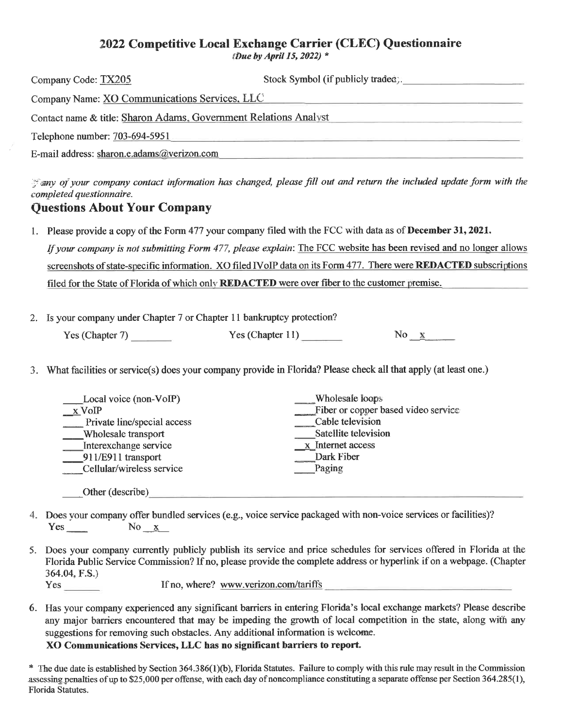# 2022 Competitive Local Exchange Carrier (CLEC) Questionnaire

*(Due by April 15, 2022)* *

Company Code: TX205 Stock Symbol (if publicly traded): \_\_\_\_\_\_\_\_\_\_

Company Name: XO Communications Services, LLC

Contact name & title: Sharon Adams, Government Relations Analyst

Telephone number: 703-694-5951

E-mail address: sharon.e.adams@verizon.com

*If any of your company contact information has changed, please fill out and return the included update form with the completed questionnaire.*

## Questions About Your Company

1. Please provide a copy of the Form 477 your company filed with the FCC with data as of **December 31, 2021.**

   *If your company is not submitting Form 477, please explain*: The FCC website has been revised and no longer allows screenshots of state-specific information. XO filed IVoIP data on its Form 477. There were **REDACTED** subscriptions filed for the State of Florida of which only **REDACTED** were over fiber to the customer premise.

2. Is your company under Chapter 7 or Chapter 11 bankruptcy protection?

   Yes (Chapter 7) \_\_\_\_\_\_ Yes (Chapter 11) \_\_\_\_\_\_ No \_x\_

3. What facilities or service(s) does your company provide in Florida? Please check all that apply (at least one.)

   - \_\_\_\_ Local voice (non-VoIP)
   - \_x\_ VoIP
   - \_\_\_\_ Private line/special access
   - \_\_\_\_ Wholesale transport
   - \_\_\_\_ Interexchange service
   - \_\_\_\_ 911/E911 transport
   - \_\_\_\_ Cellular/wireless service
   - \_\_\_\_ Wholesale loops
   - \_\_\_\_ Fiber or copper based video service
   - \_\_\_\_ Cable television
   - \_\_\_\_ Satellite television
   - \_x\_ Internet access
   - \_\_\_\_ Dark Fiber
   - \_\_\_\_ Paging
   - \_\_\_\_ Other (describe) \_\_\_\_\_\_\_\_\_\_

4. Does your company offer bundled services (e.g., voice service packaged with non-voice services or facilities)?

   Yes \_\_\_\_ No \_x\_

5. Does your company currently publicly publish its service and price schedules for services offered in Florida at the Florida Public Service Commission? If no, please provide the complete address or hyperlink if on a webpage. (Chapter 364.04, F.S.)

   Yes \_\_\_\_\_\_ If no, where? www.verizon.com/tariffs

6. Has your company experienced any significant barriers in entering Florida's local exchange markets? Please describe any major barriers encountered that may be impeding the growth of local competition in the state, along with any suggestions for removing such obstacles. Any additional information is welcome.

   **XO Communications Services, LLC has no significant barriers to report.**

\* The due date is established by Section 364.386(1)(b), Florida Statutes. Failure to comply with this rule may result in the Commission assessing penalties of up to $25,000 per offense, with each day of noncompliance constituting a separate offense per Section 364.285(1), Florida Statutes.